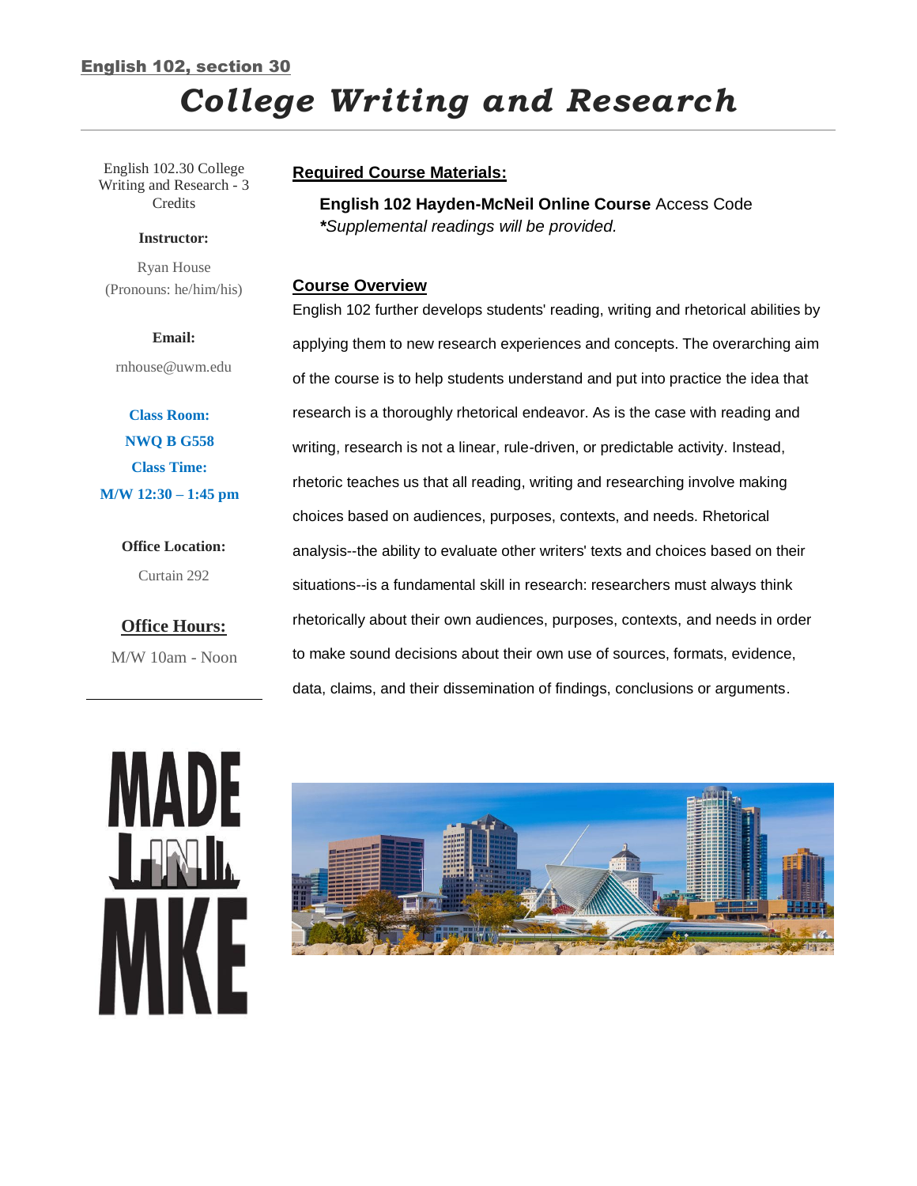**English 102, section 30**

# *College Writing and Research*

English 102.30 College Writing and Research - 3 Credits

**Instructor:**

Ryan House
(Pronouns: he/him/his)

**Email:**

rnhouse@uwm.edu

**Class Room:**
**NWQ B G558**
**Class Time:**
**M/W 12:30 – 1:45 pm**

**Office Location:**

Curtain 292

**Office Hours:**

M/W 10am - Noon

## Required Course Materials:

**English 102 Hayden-McNeil Online Course** Access Code
***Supplemental readings will be provided.***

## Course Overview

English 102 further develops students' reading, writing and rhetorical abilities by applying them to new research experiences and concepts. The overarching aim of the course is to help students understand and put into practice the idea that research is a thoroughly rhetorical endeavor. As is the case with reading and writing, research is not a linear, rule-driven, or predictable activity. Instead, rhetoric teaches us that all reading, writing and researching involve making choices based on audiences, purposes, contexts, and needs. Rhetorical analysis--the ability to evaluate other writers' texts and choices based on their situations--is a fundamental skill in research: researchers must always think rhetorically about their own audiences, purposes, contexts, and needs in order to make sound decisions about their own use of sources, formats, evidence, data, claims, and their dissemination of findings, conclusions or arguments.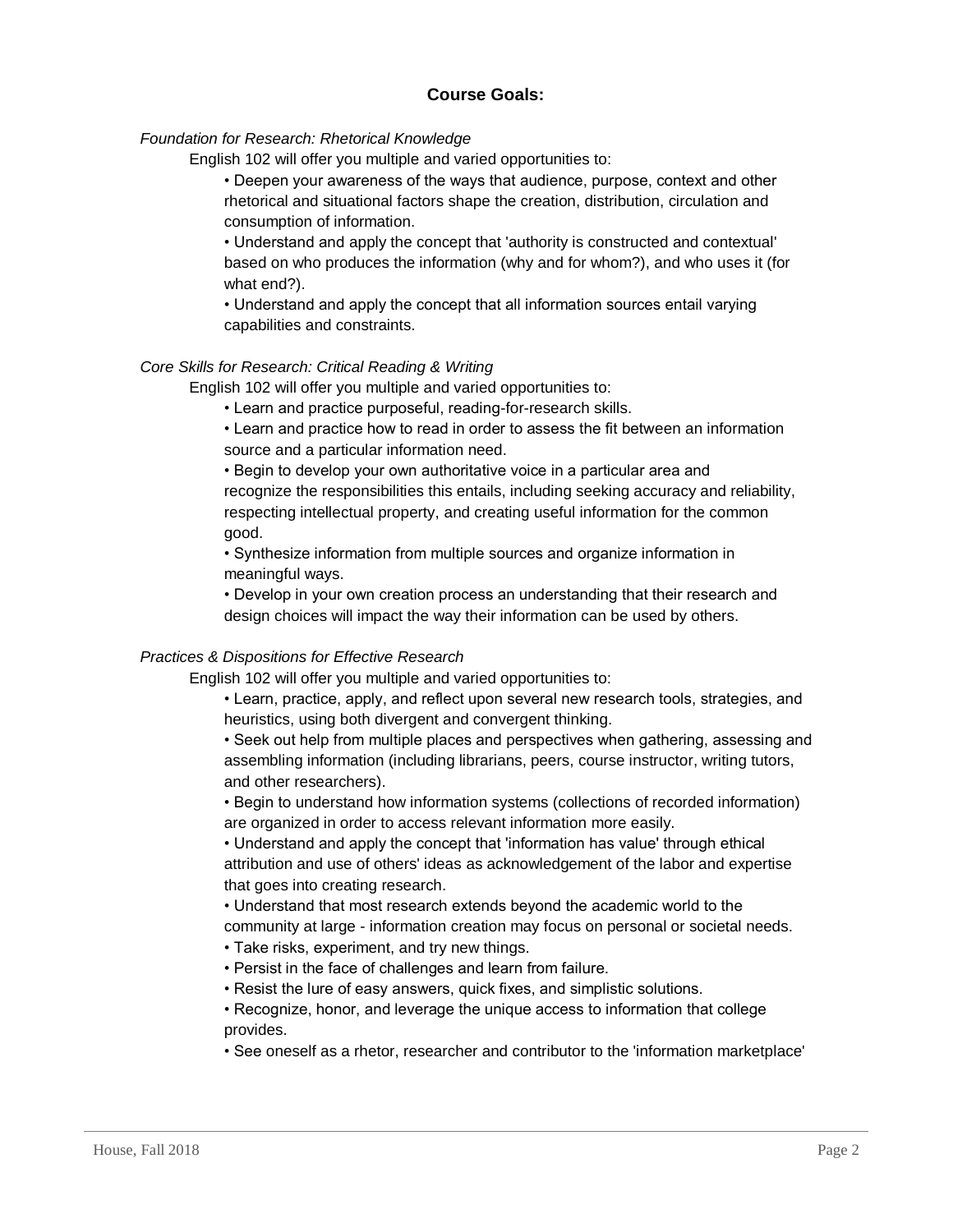## Course Goals:

*Foundation for Research: Rhetorical Knowledge*

English 102 will offer you multiple and varied opportunities to:

- Deepen your awareness of the ways that audience, purpose, context and other rhetorical and situational factors shape the creation, distribution, circulation and consumption of information.
- Understand and apply the concept that 'authority is constructed and contextual' based on who produces the information (why and for whom?), and who uses it (for what end?).
- Understand and apply the concept that all information sources entail varying capabilities and constraints.

*Core Skills for Research: Critical Reading & Writing*

English 102 will offer you multiple and varied opportunities to:

- Learn and practice purposeful, reading-for-research skills.
- Learn and practice how to read in order to assess the fit between an information source and a particular information need.
- Begin to develop your own authoritative voice in a particular area and recognize the responsibilities this entails, including seeking accuracy and reliability, respecting intellectual property, and creating useful information for the common good.
- Synthesize information from multiple sources and organize information in meaningful ways.
- Develop in your own creation process an understanding that their research and design choices will impact the way their information can be used by others.

*Practices & Dispositions for Effective Research*

English 102 will offer you multiple and varied opportunities to:

- Learn, practice, apply, and reflect upon several new research tools, strategies, and heuristics, using both divergent and convergent thinking.
- Seek out help from multiple places and perspectives when gathering, assessing and assembling information (including librarians, peers, course instructor, writing tutors, and other researchers).
- Begin to understand how information systems (collections of recorded information) are organized in order to access relevant information more easily.
- Understand and apply the concept that 'information has value' through ethical attribution and use of others' ideas as acknowledgement of the labor and expertise that goes into creating research.
- Understand that most research extends beyond the academic world to the community at large - information creation may focus on personal or societal needs.
- Take risks, experiment, and try new things.
- Persist in the face of challenges and learn from failure.
- Resist the lure of easy answers, quick fixes, and simplistic solutions.
- Recognize, honor, and leverage the unique access to information that college provides.
- See oneself as a rhetor, researcher and contributor to the 'information marketplace'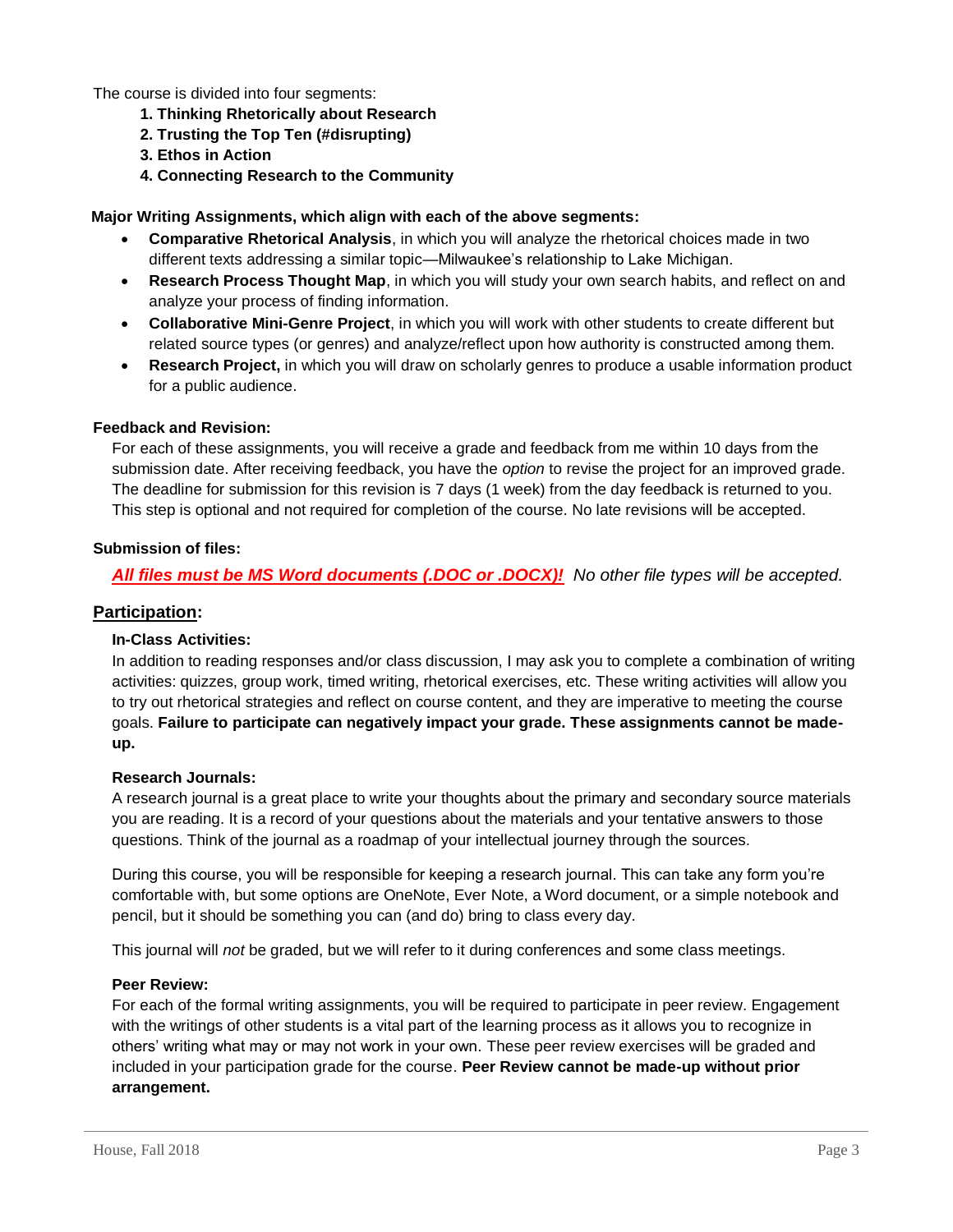The course is divided into four segments:

1. **Thinking Rhetorically about Research**
2. **Trusting the Top Ten (#disrupting)**
3. **Ethos in Action**
4. **Connecting Research to the Community**

**Major Writing Assignments, which align with each of the above segments:**

- **Comparative Rhetorical Analysis**, in which you will analyze the rhetorical choices made in two different texts addressing a similar topic—Milwaukee's relationship to Lake Michigan.
- **Research Process Thought Map**, in which you will study your own search habits, and reflect on and analyze your process of finding information.
- **Collaborative Mini-Genre Project**, in which you will work with other students to create different but related source types (or genres) and analyze/reflect upon how authority is constructed among them.
- **Research Project,** in which you will draw on scholarly genres to produce a usable information product for a public audience.

**Feedback and Revision:**

For each of these assignments, you will receive a grade and feedback from me within 10 days from the submission date. After receiving feedback, you have the *option* to revise the project for an improved grade. The deadline for submission for this revision is 7 days (1 week) from the day feedback is returned to you. This step is optional and not required for completion of the course. No late revisions will be accepted.

**Submission of files:**

***All files must be MS Word documents (.DOC or .DOCX)!*** *No other file types will be accepted.*

## Participation:

**In-Class Activities:**

In addition to reading responses and/or class discussion, I may ask you to complete a combination of writing activities: quizzes, group work, timed writing, rhetorical exercises, etc. These writing activities will allow you to try out rhetorical strategies and reflect on course content, and they are imperative to meeting the course goals. **Failure to participate can negatively impact your grade. These assignments cannot be made-up.**

**Research Journals:**

A research journal is a great place to write your thoughts about the primary and secondary source materials you are reading. It is a record of your questions about the materials and your tentative answers to those questions. Think of the journal as a roadmap of your intellectual journey through the sources.

During this course, you will be responsible for keeping a research journal. This can take any form you're comfortable with, but some options are OneNote, Ever Note, a Word document, or a simple notebook and pencil, but it should be something you can (and do) bring to class every day.

This journal will *not* be graded, but we will refer to it during conferences and some class meetings.

**Peer Review:**

For each of the formal writing assignments, you will be required to participate in peer review. Engagement with the writings of other students is a vital part of the learning process as it allows you to recognize in others' writing what may or may not work in your own. These peer review exercises will be graded and included in your participation grade for the course. **Peer Review cannot be made-up without prior arrangement.**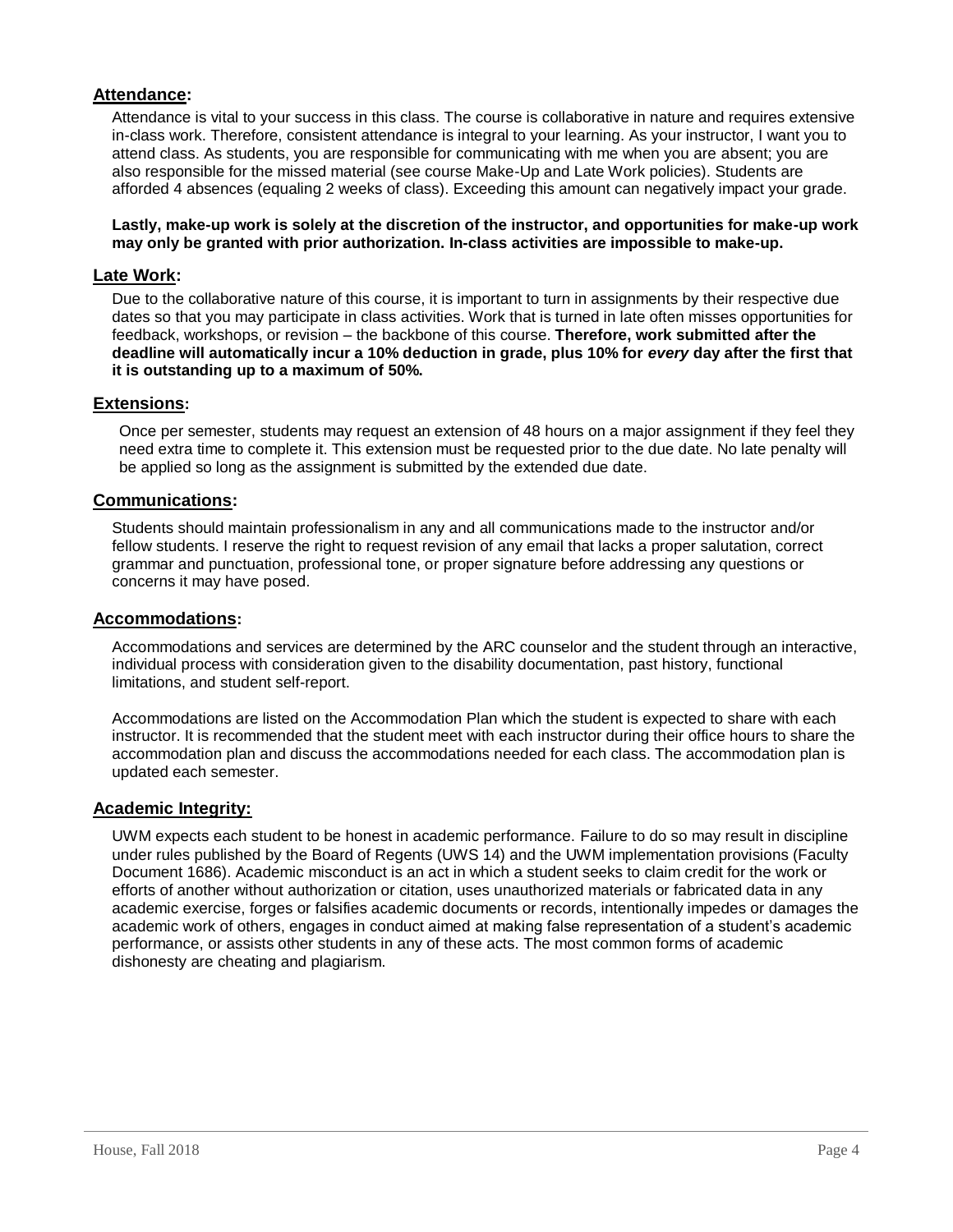## Attendance:

Attendance is vital to your success in this class. The course is collaborative in nature and requires extensive in-class work. Therefore, consistent attendance is integral to your learning. As your instructor, I want you to attend class. As students, you are responsible for communicating with me when you are absent; you are also responsible for the missed material (see course Make-Up and Late Work policies). Students are afforded 4 absences (equaling 2 weeks of class). Exceeding this amount can negatively impact your grade.

**Lastly, make-up work is solely at the discretion of the instructor, and opportunities for make-up work may only be granted with prior authorization. In-class activities are impossible to make-up.**

## Late Work:

Due to the collaborative nature of this course, it is important to turn in assignments by their respective due dates so that you may participate in class activities. Work that is turned in late often misses opportunities for feedback, workshops, or revision – the backbone of this course. **Therefore, work submitted after the deadline will automatically incur a 10% deduction in grade, plus 10% for *every* day after the first that it is outstanding up to a maximum of 50%.**

## Extensions:

Once per semester, students may request an extension of 48 hours on a major assignment if they feel they need extra time to complete it. This extension must be requested prior to the due date. No late penalty will be applied so long as the assignment is submitted by the extended due date.

## Communications:

Students should maintain professionalism in any and all communications made to the instructor and/or fellow students. I reserve the right to request revision of any email that lacks a proper salutation, correct grammar and punctuation, professional tone, or proper signature before addressing any questions or concerns it may have posed.

## Accommodations:

Accommodations and services are determined by the ARC counselor and the student through an interactive, individual process with consideration given to the disability documentation, past history, functional limitations, and student self-report.

Accommodations are listed on the Accommodation Plan which the student is expected to share with each instructor. It is recommended that the student meet with each instructor during their office hours to share the accommodation plan and discuss the accommodations needed for each class. The accommodation plan is updated each semester.

## Academic Integrity:

UWM expects each student to be honest in academic performance. Failure to do so may result in discipline under rules published by the Board of Regents (UWS 14) and the UWM implementation provisions (Faculty Document 1686). Academic misconduct is an act in which a student seeks to claim credit for the work or efforts of another without authorization or citation, uses unauthorized materials or fabricated data in any academic exercise, forges or falsifies academic documents or records, intentionally impedes or damages the academic work of others, engages in conduct aimed at making false representation of a student's academic performance, or assists other students in any of these acts. The most common forms of academic dishonesty are cheating and plagiarism.